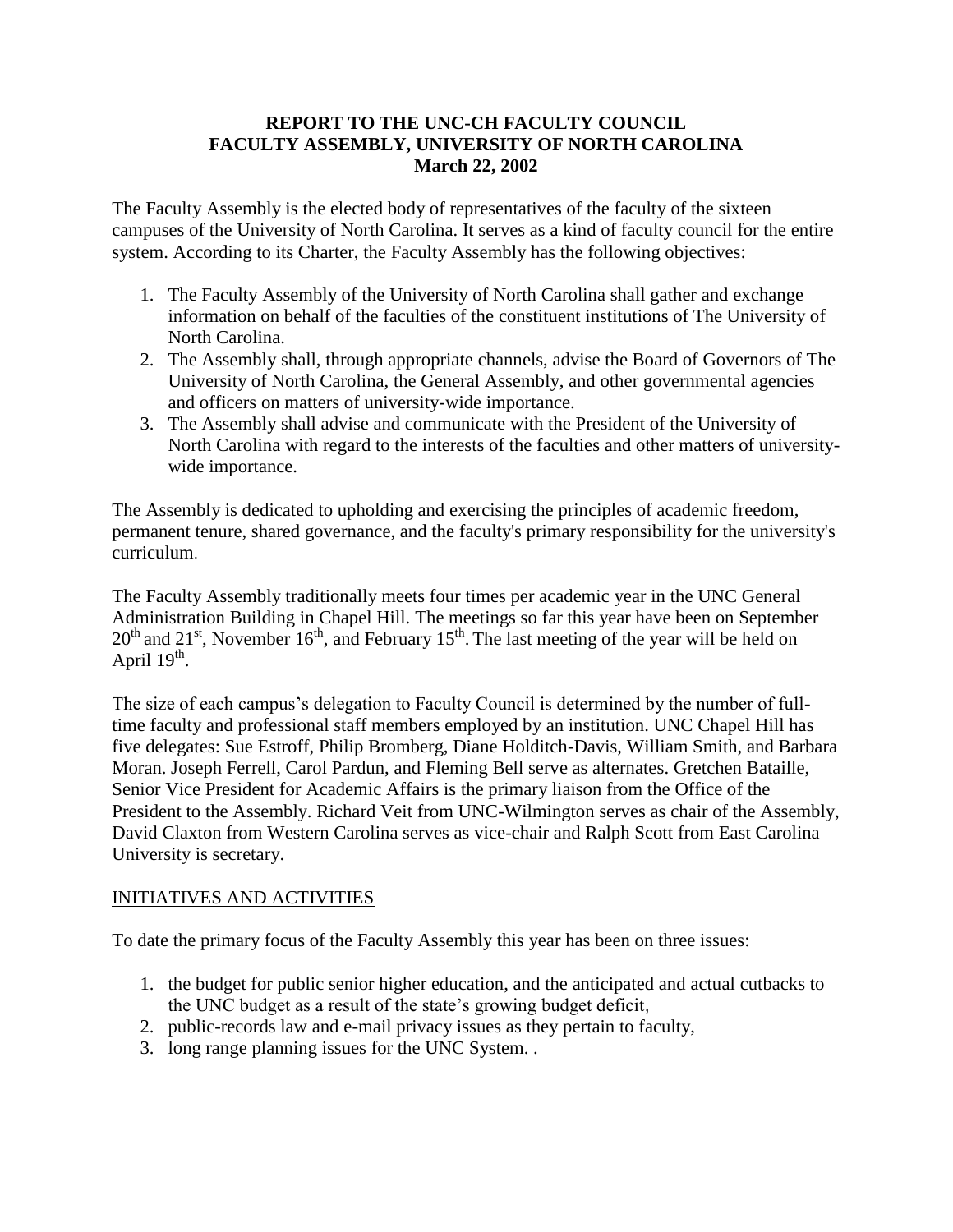**REPORT TO THE UNC-CH FACULTY COUNCIL**
**FACULTY ASSEMBLY, UNIVERSITY OF NORTH CAROLINA**
**March 22, 2002**

The Faculty Assembly is the elected body of representatives of the faculty of the sixteen campuses of the University of North Carolina. It serves as a kind of faculty council for the entire system. According to its Charter, the Faculty Assembly has the following objectives:

1. The Faculty Assembly of the University of North Carolina shall gather and exchange information on behalf of the faculties of the constituent institutions of The University of North Carolina.
2. The Assembly shall, through appropriate channels, advise the Board of Governors of The University of North Carolina, the General Assembly, and other governmental agencies and officers on matters of university-wide importance.
3. The Assembly shall advise and communicate with the President of the University of North Carolina with regard to the interests of the faculties and other matters of university-wide importance.

The Assembly is dedicated to upholding and exercising the principles of academic freedom, permanent tenure, shared governance, and the faculty's primary responsibility for the university's curriculum.

The Faculty Assembly traditionally meets four times per academic year in the UNC General Administration Building in Chapel Hill. The meetings so far this year have been on September 20th and 21st, November 16th, and February 15th. The last meeting of the year will be held on April 19th.

The size of each campus's delegation to Faculty Council is determined by the number of full-time faculty and professional staff members employed by an institution. UNC Chapel Hill has five delegates: Sue Estroff, Philip Bromberg, Diane Holditch-Davis, William Smith, and Barbara Moran. Joseph Ferrell, Carol Pardun, and Fleming Bell serve as alternates. Gretchen Bataille, Senior Vice President for Academic Affairs is the primary liaison from the Office of the President to the Assembly. Richard Veit from UNC-Wilmington serves as chair of the Assembly, David Claxton from Western Carolina serves as vice-chair and Ralph Scott from East Carolina University is secretary.

INITIATIVES AND ACTIVITIES

To date the primary focus of the Faculty Assembly this year has been on three issues:

1. the budget for public senior higher education, and the anticipated and actual cutbacks to the UNC budget as a result of the state's growing budget deficit,
2. public-records law and e-mail privacy issues as they pertain to faculty,
3. long range planning issues for the UNC System. .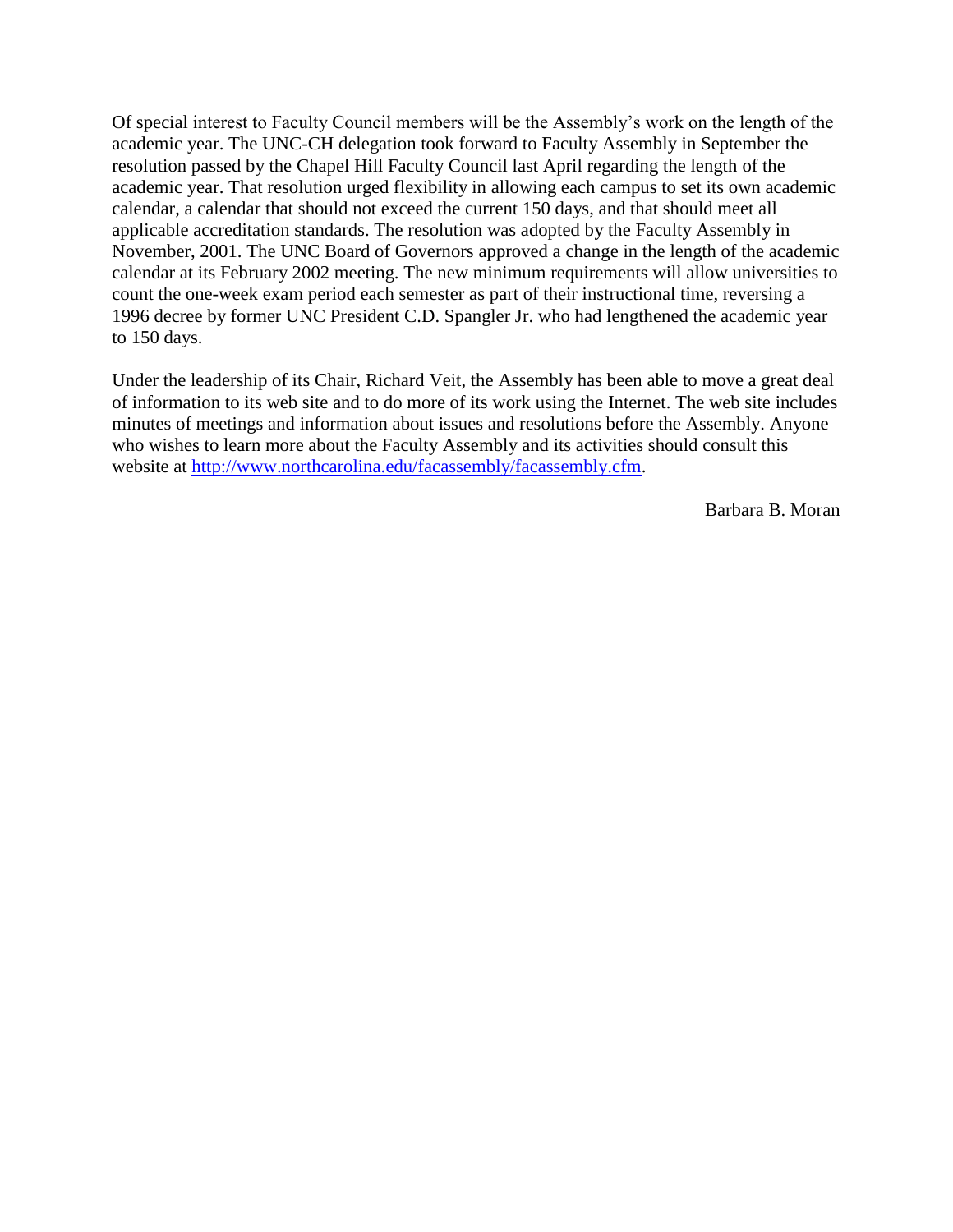Of special interest to Faculty Council members will be the Assembly's work on the length of the academic year. The UNC-CH delegation took forward to Faculty Assembly in September the resolution passed by the Chapel Hill Faculty Council last April regarding the length of the academic year. That resolution urged flexibility in allowing each campus to set its own academic calendar, a calendar that should not exceed the current 150 days, and that should meet all applicable accreditation standards. The resolution was adopted by the Faculty Assembly in November, 2001. The UNC Board of Governors approved a change in the length of the academic calendar at its February 2002 meeting. The new minimum requirements will allow universities to count the one-week exam period each semester as part of their instructional time, reversing a 1996 decree by former UNC President C.D. Spangler Jr. who had lengthened the academic year to 150 days.

Under the leadership of its Chair, Richard Veit, the Assembly has been able to move a great deal of information to its web site and to do more of its work using the Internet. The web site includes minutes of meetings and information about issues and resolutions before the Assembly. Anyone who wishes to learn more about the Faculty Assembly and its activities should consult this website at http://www.northcarolina.edu/facassembly/facassembly.cfm.

Barbara B. Moran